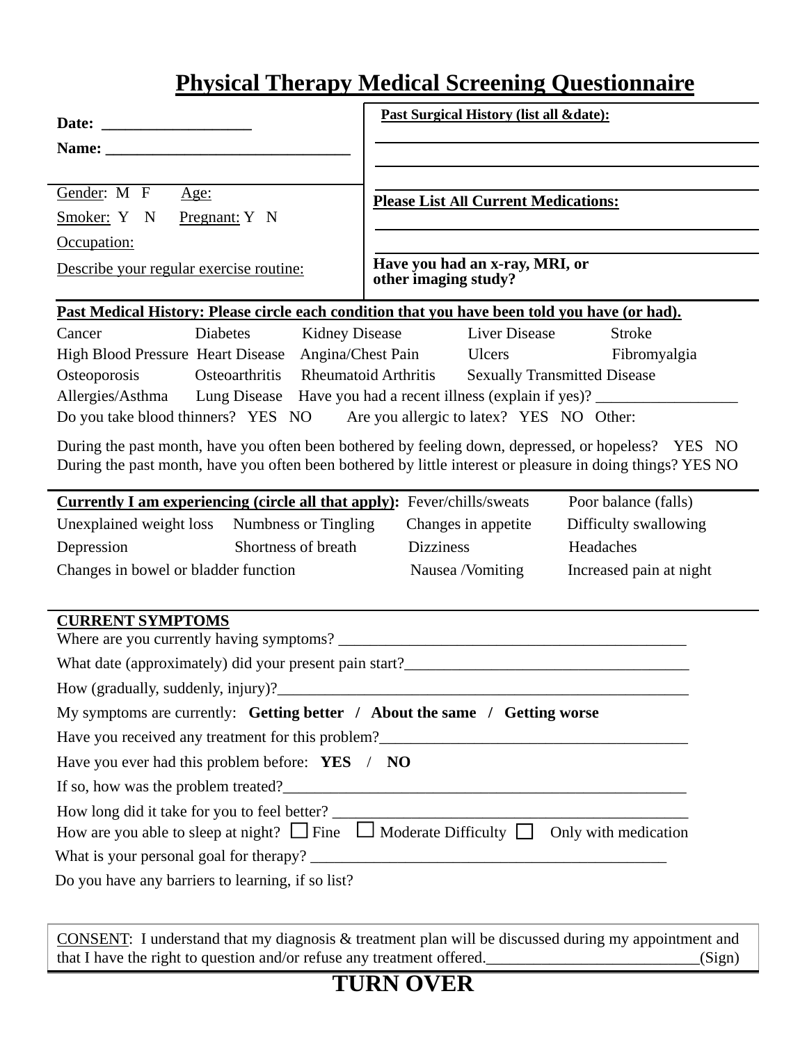# Physical Therapy Medical Screening Questionnaire

**Date:** ___________________

**Name:** _______________________________

Gender: M F Age:

Smoker: Y N Pregnant: Y N

Occupation:

Describe your regular exercise routine:

**Past Surgical History (list all &date):**

**Please List All Current Medications:**

**Have you had an x-ray, MRI, or other imaging study?**

**Past Medical History: Please circle each condition that you have been told you have (or had).**

Cancer Diabetes Kidney Disease Liver Disease Stroke

High Blood Pressure Heart Disease Angina/Chest Pain Ulcers Fibromyalgia

Osteoporosis Osteoarthritis Rheumatoid Arthritis Sexually Transmitted Disease

Allergies/Asthma Lung Disease Have you had a recent illness (explain if yes)? __________________

Do you take blood thinners? YES NO Are you allergic to latex? YES NO Other:

During the past month, have you often been bothered by feeling down, depressed, or hopeless? YES NO

During the past month, have you often been bothered by little interest or pleasure in doing things? YES NO

**Currently I am experiencing (circle all that apply):** Fever/chills/sweats Poor balance (falls)

Unexplained weight loss Numbness or Tingling Changes in appetite Difficulty swallowing

Depression Shortness of breath Dizziness Headaches

Changes in bowel or bladder function Nausea /Vomiting Increased pain at night

**CURRENT SYMPTOMS**

Where are you currently having symptoms? _____________________________________________

What date (approximately) did your present pain start?____________________________________

How (gradually, suddenly, injury)?_____________________________________________________

My symptoms are currently: **Getting better / About the same / Getting worse**

Have you received any treatment for this problem?_______________________________________

Have you ever had this problem before: **YES / NO**

If so, how was the problem treated?____________________________________________________

How long did it take for you to feel better? _____________________________________________

How are you able to sleep at night? ☐ Fine ☐ Moderate Difficulty ☐ Only with medication

What is your personal goal for therapy? ______________________________________________

Do you have any barriers to learning, if so list?

CONSENT: I understand that my diagnosis & treatment plan will be discussed during my appointment and that I have the right to question and/or refuse any treatment offered.__________________________(Sign)

**TURN OVER**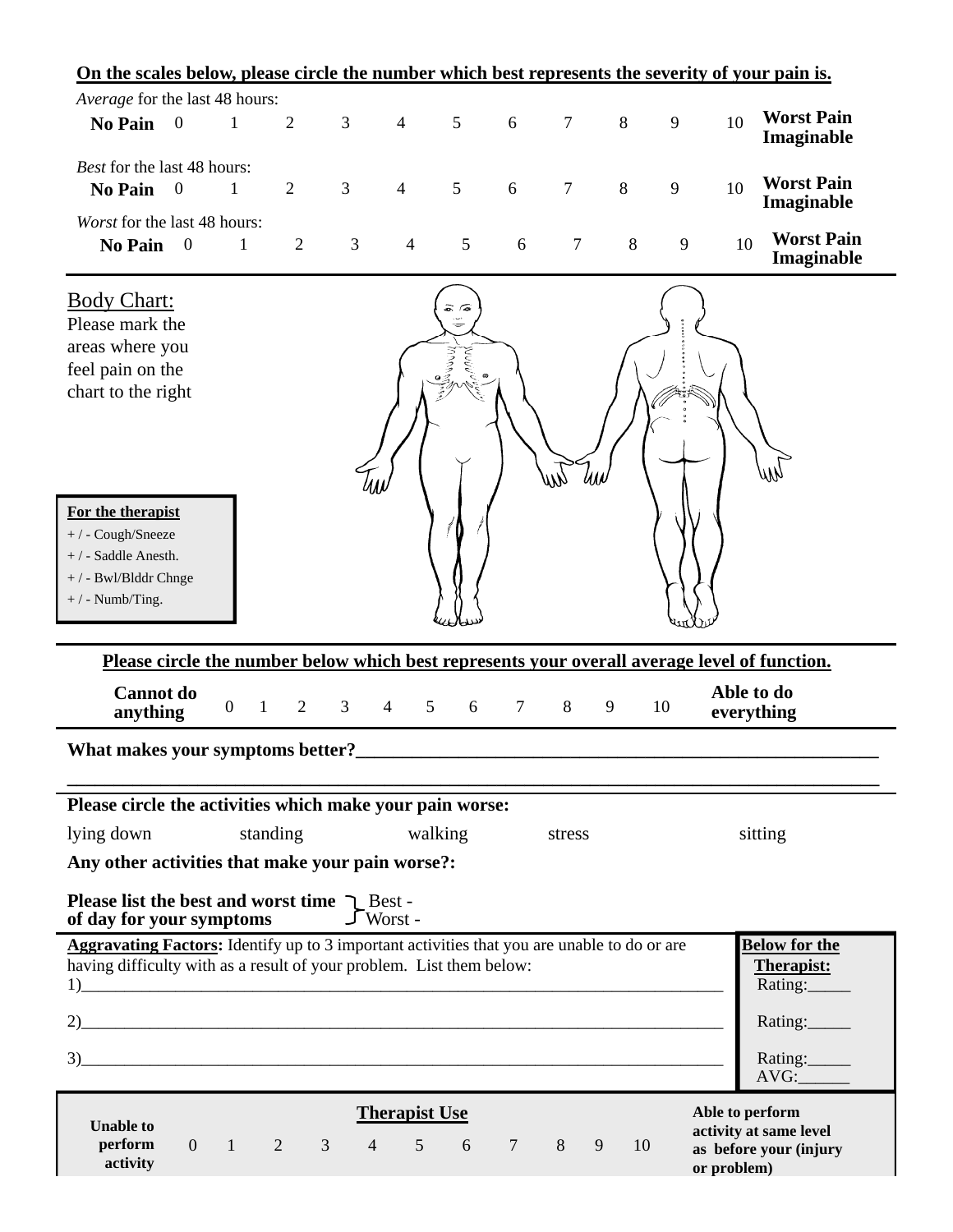**On the scales below, please circle the number which best represents the severity of your pain is.**

*Average* for the last 48 hours:

**No Pain** 0 1 2 3 4 5 6 7 8 9 10 **Worst Pain Imaginable**

*Best* for the last 48 hours:

**No Pain** 0 1 2 3 4 5 6 7 8 9 10 **Worst Pain Imaginable**

*Worst* for the last 48 hours:

**No Pain** 0 1 2 3 4 5 6 7 8 9 10 **Worst Pain Imaginable**

Body Chart:
Please mark the areas where you feel pain on the chart to the right

**For the therapist**

+ / - Cough/Sneeze
+ / - Saddle Anesth.
+ / - Bwl/Blddr Chnge
+ / - Numb/Ting.

**Please circle the number below which best represents your overall average level of function.**

**Cannot do anything** 0 1 2 3 4 5 6 7 8 9 10 **Able to do everything**

**What makes your symptoms better?**_______________________________________________________

_______________________________________________________________________________

**Please circle the activities which make your pain worse:**

lying down standing walking stress sitting

**Any other activities that make your pain worse?:**

**Please list the best and worst time of day for your symptoms**
Best -
Worst -

**Aggravating Factors:** Identify up to 3 important activities that you are unable to do or are having difficulty with as a result of your problem. List them below:

1)_____________________________________________________________________________

2)_____________________________________________________________________________

3)_____________________________________________________________________________

**Below for the Therapist:**
Rating:_____
Rating:_____
Rating:_____
AVG:______

**Therapist Use**

**Unable to perform activity** 0 1 2 3 4 5 6 7 8 9 10 **Able to perform activity at same level as before your (injury or problem)**